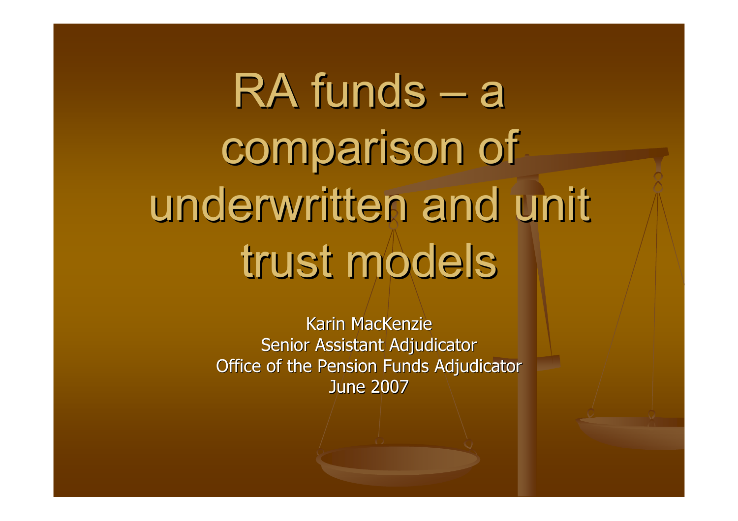# RA funds – a comparison of underwritten and unit trust models

Karin MacKenzie
Senior Assistant Adjudicator
Office of the Pension Funds Adjudicator
June 2007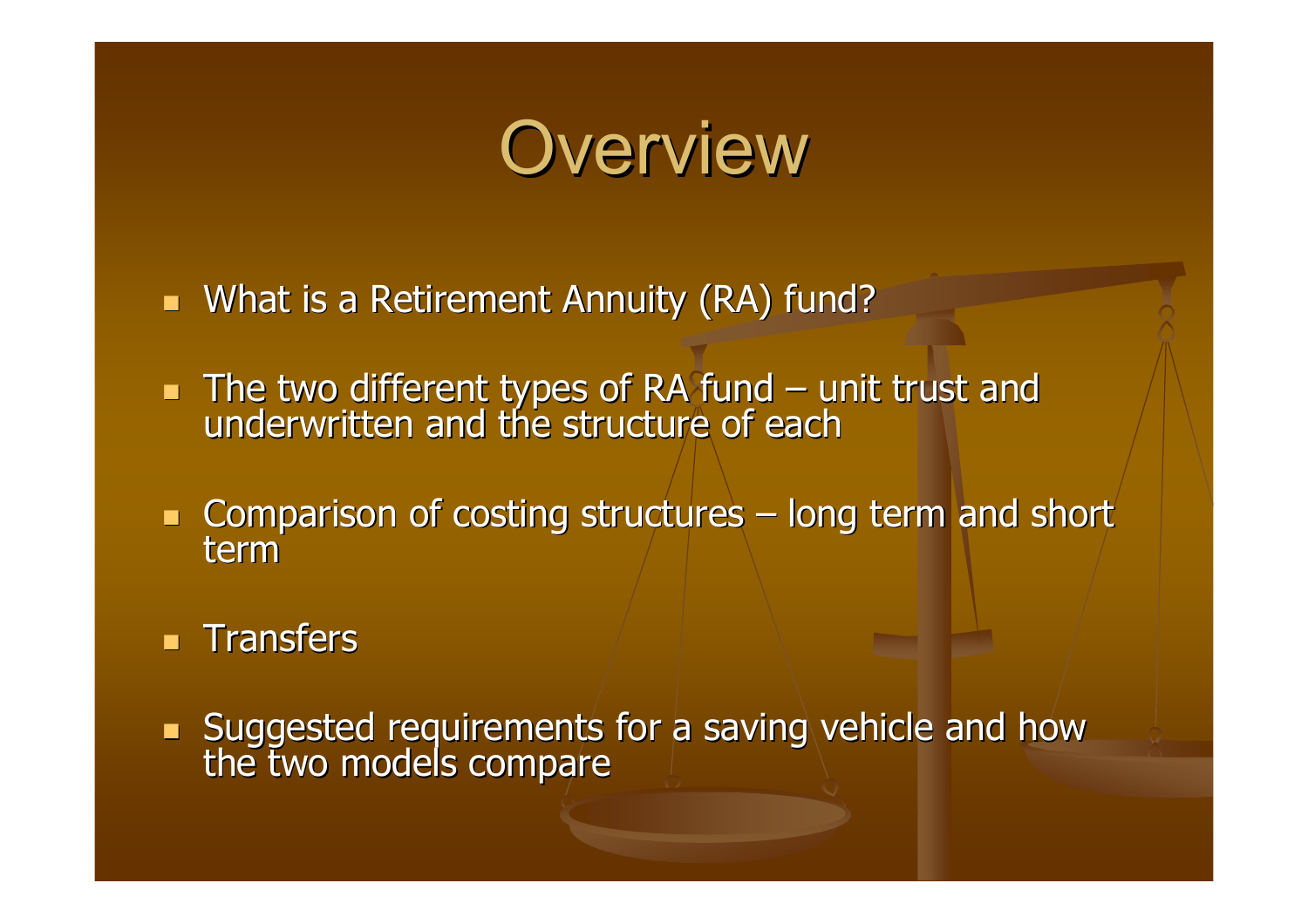# Overview

- What is a Retirement Annuity (RA) fund?
- The two different types of RA fund – unit trust and underwritten and the structure of each
- Comparison of costing structures – long term and short term
- Transfers
- Suggested requirements for a saving vehicle and how the two models compare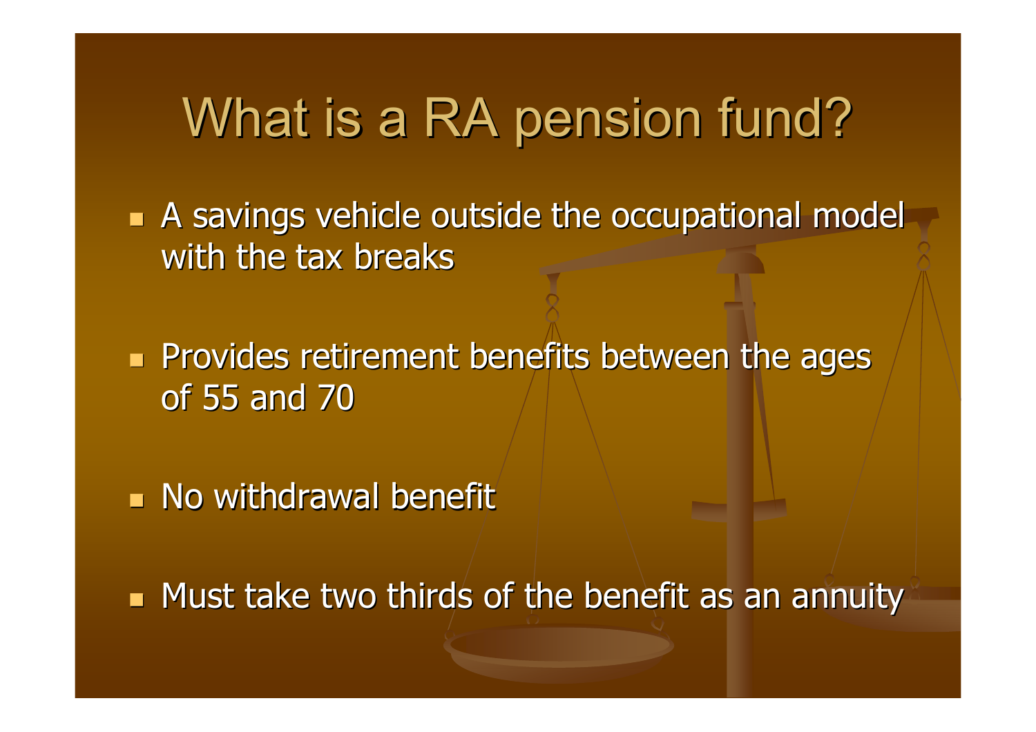# What is a RA pension fund?

- A savings vehicle outside the occupational model with the tax breaks
- Provides retirement benefits between the ages of 55 and 70
- No withdrawal benefit
- Must take two thirds of the benefit as an annuity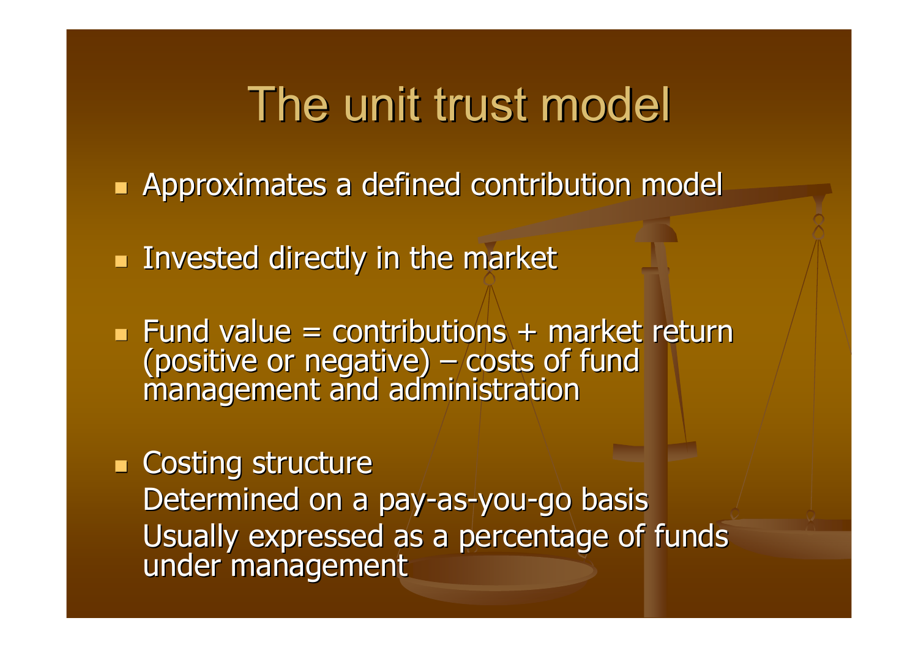# The unit trust model

- Approximates a defined contribution model
- Invested directly in the market
- Fund value = contributions + market return (positive or negative) – costs of fund management and administration
- Costing structure
  Determined on a pay-as-you-go basis
  Usually expressed as a percentage of funds under management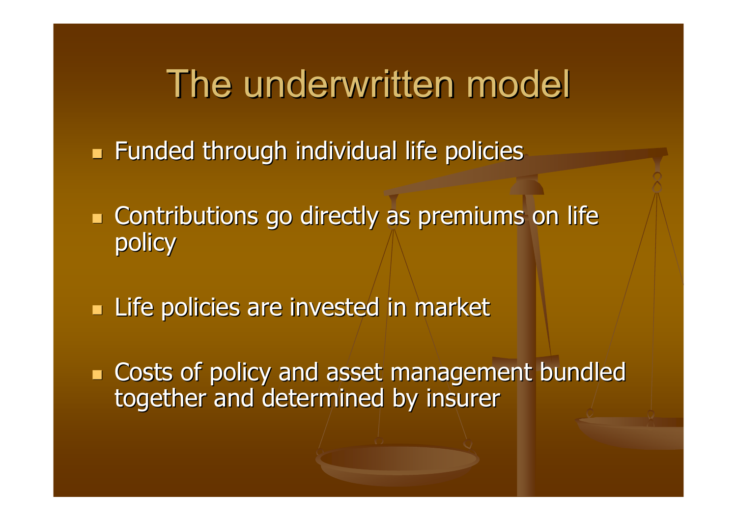# The underwritten model

- Funded through individual life policies
- Contributions go directly as premiums on life policy
- Life policies are invested in market
- Costs of policy and asset management bundled together and determined by insurer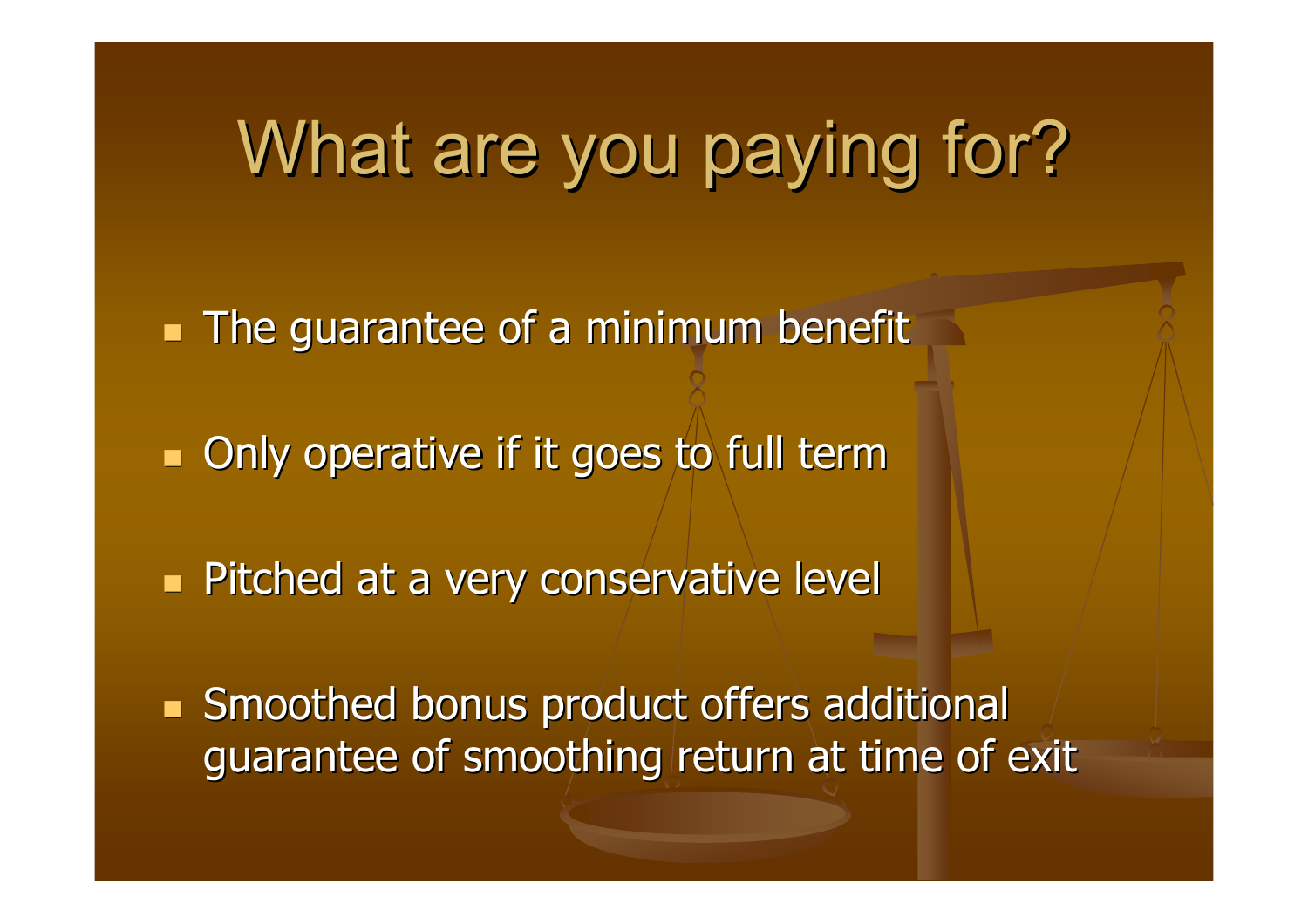# What are you paying for?

- The guarantee of a minimum benefit
- Only operative if it goes to full term
- Pitched at a very conservative level
- Smoothed bonus product offers additional guarantee of smoothing return at time of exit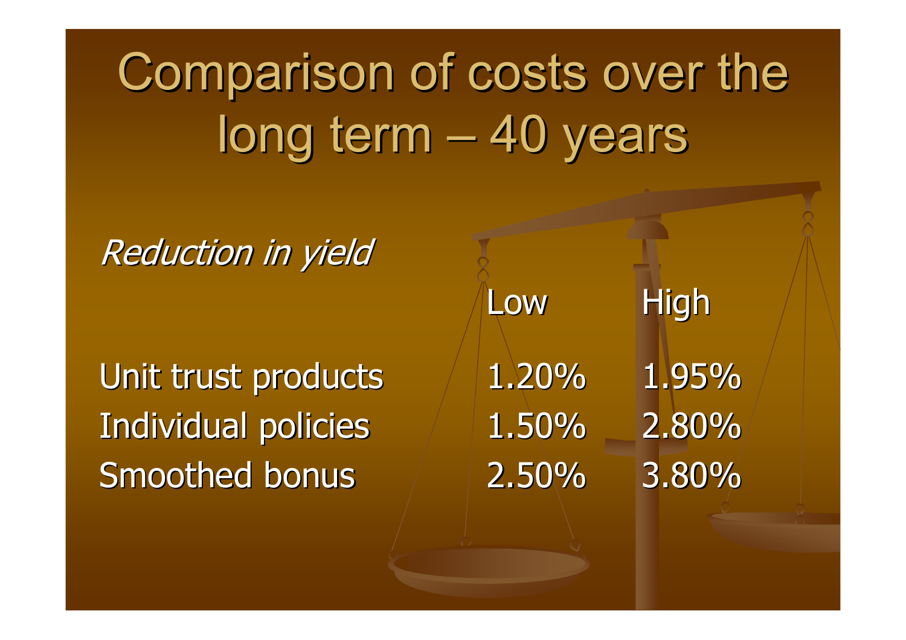# Comparison of costs over the long term – 40 years

*Reduction in yield*

| | Low | High |
| --- | --- | --- |
| Unit trust products | 1.20% | 1.95% |
| Individual policies | 1.50% | 2.80% |
| Smoothed bonus | 2.50% | 3.80% |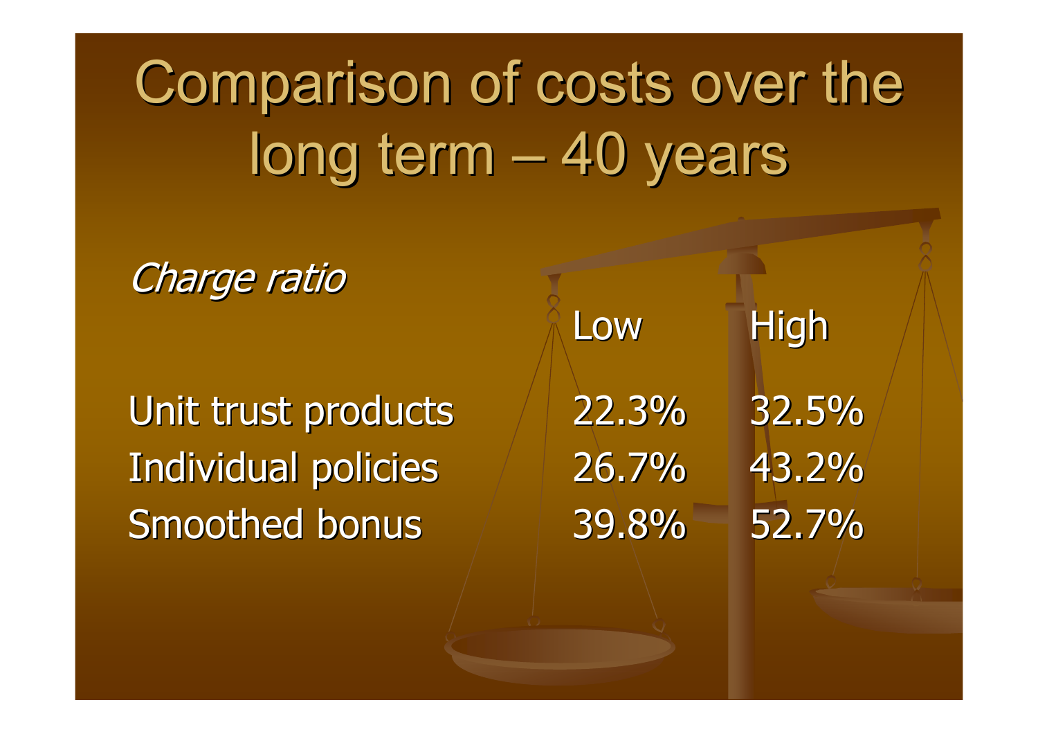# Comparison of costs over the long term – 40 years

*Charge ratio*

| | Low | High |
|---|---|---|
| Unit trust products | 22.3% | 32.5% |
| Individual policies | 26.7% | 43.2% |
| Smoothed bonus | 39.8% | 52.7% |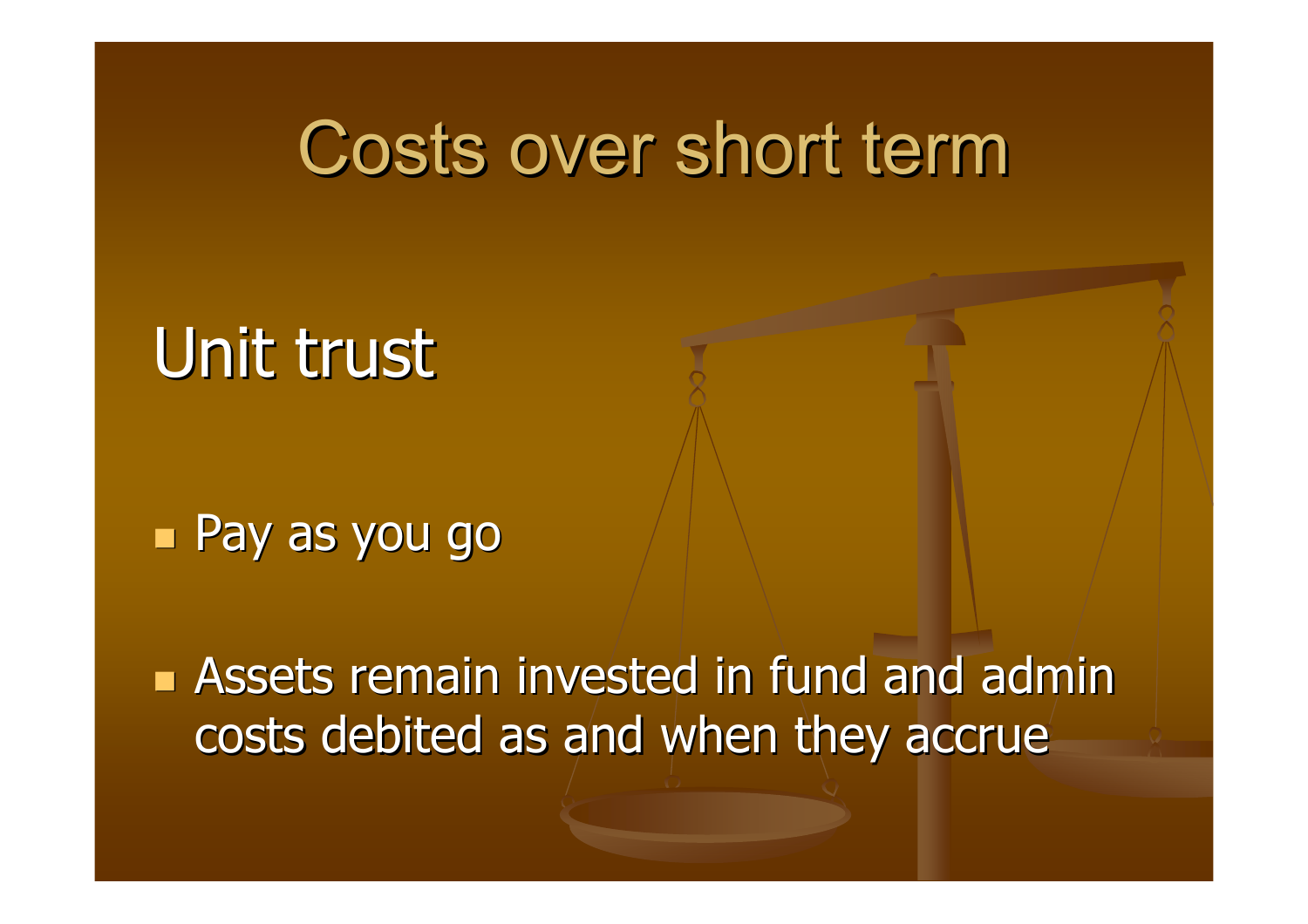# Costs over short term

## Unit trust

- Pay as you go
- Assets remain invested in fund and admin costs debited as and when they accrue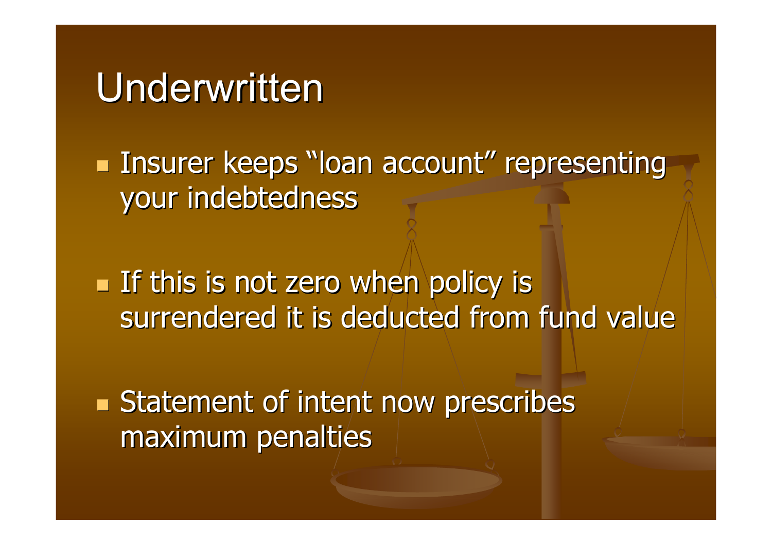# Underwritten

- Insurer keeps “loan account” representing your indebtedness
- If this is not zero when policy is surrendered it is deducted from fund value
- Statement of intent now prescribes maximum penalties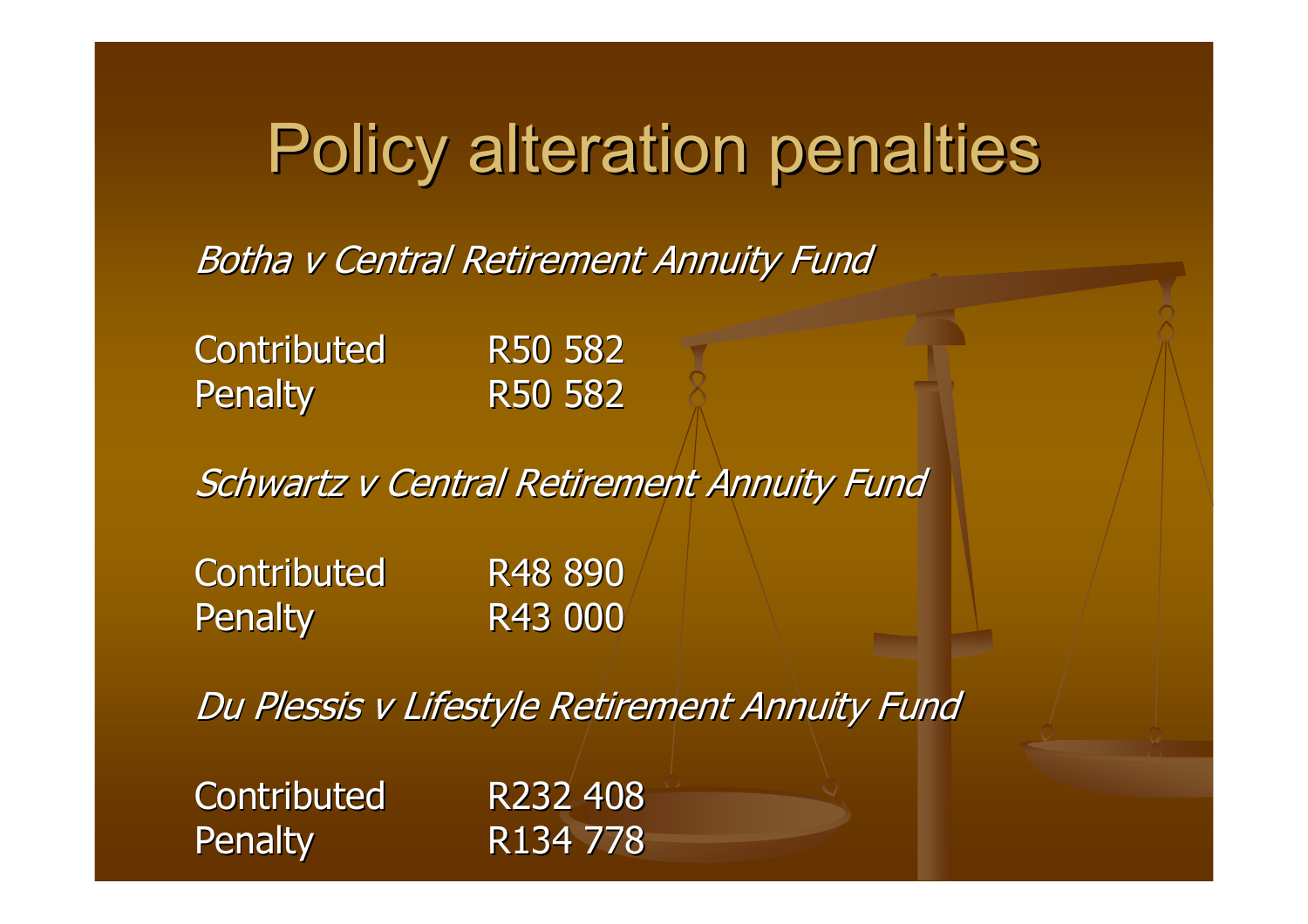# Policy alteration penalties

*Botha v Central Retirement Annuity Fund*

| | |
|---|---|
| Contributed | R50 582 |
| Penalty | R50 582 |

*Schwartz v Central Retirement Annuity Fund*

| | |
|---|---|
| Contributed | R48 890 |
| Penalty | R43 000 |

*Du Plessis v Lifestyle Retirement Annuity Fund*

| | |
|---|---|
| Contributed | R232 408 |
| Penalty | R134 778 |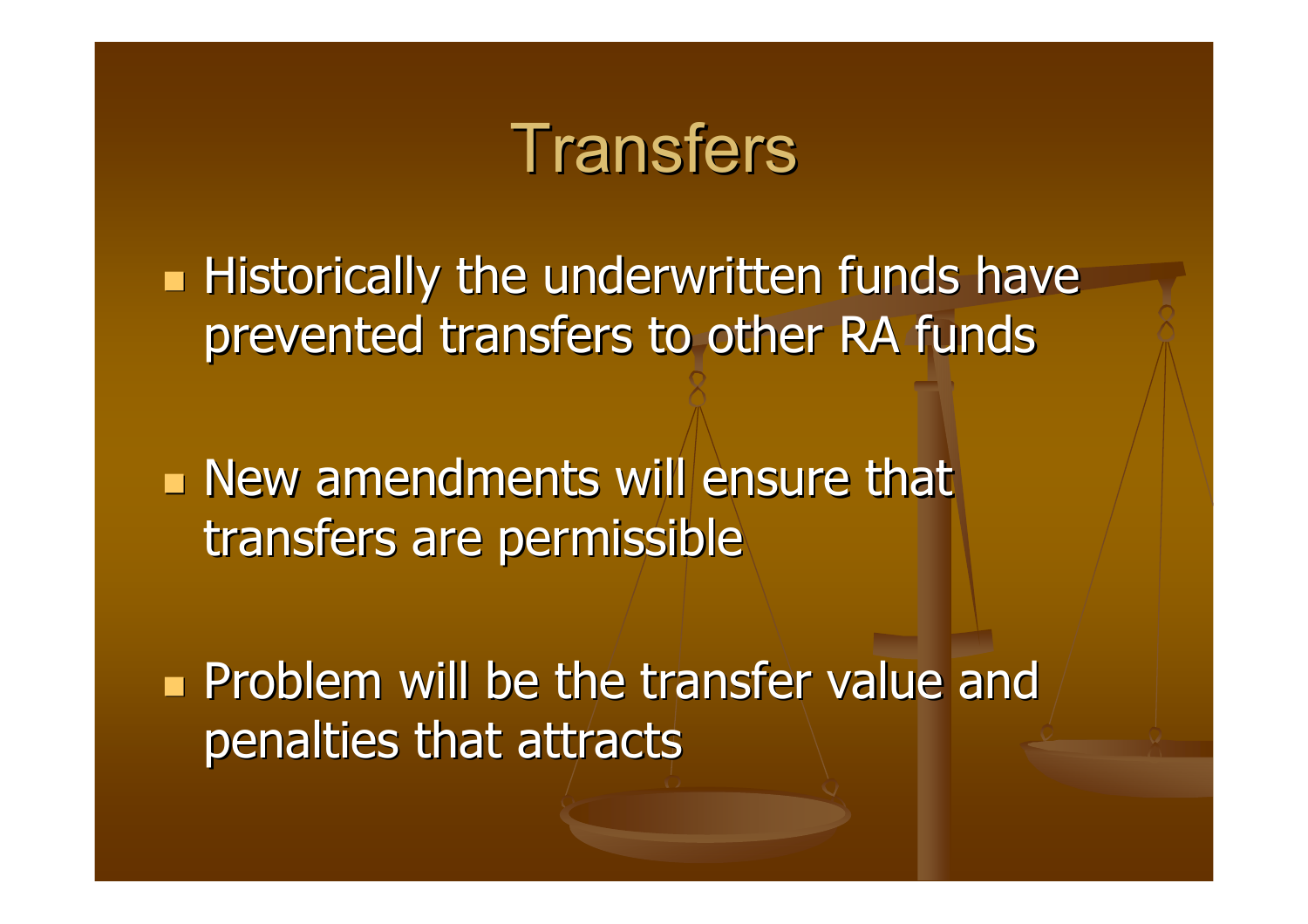# Transfers

- Historically the underwritten funds have prevented transfers to other RA funds
- New amendments will ensure that transfers are permissible
- Problem will be the transfer value and penalties that attracts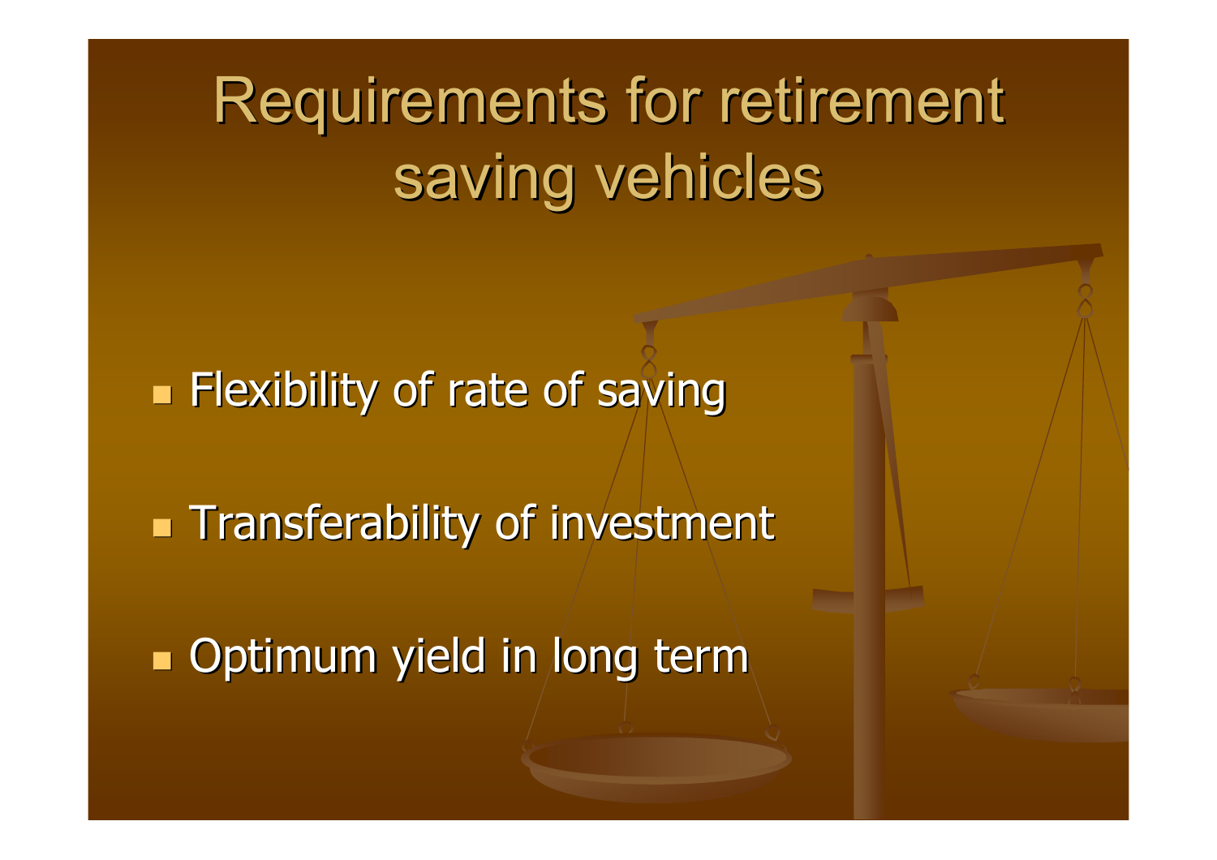# Requirements for retirement saving vehicles

- Flexibility of rate of saving
- Transferability of investment
- Optimum yield in long term